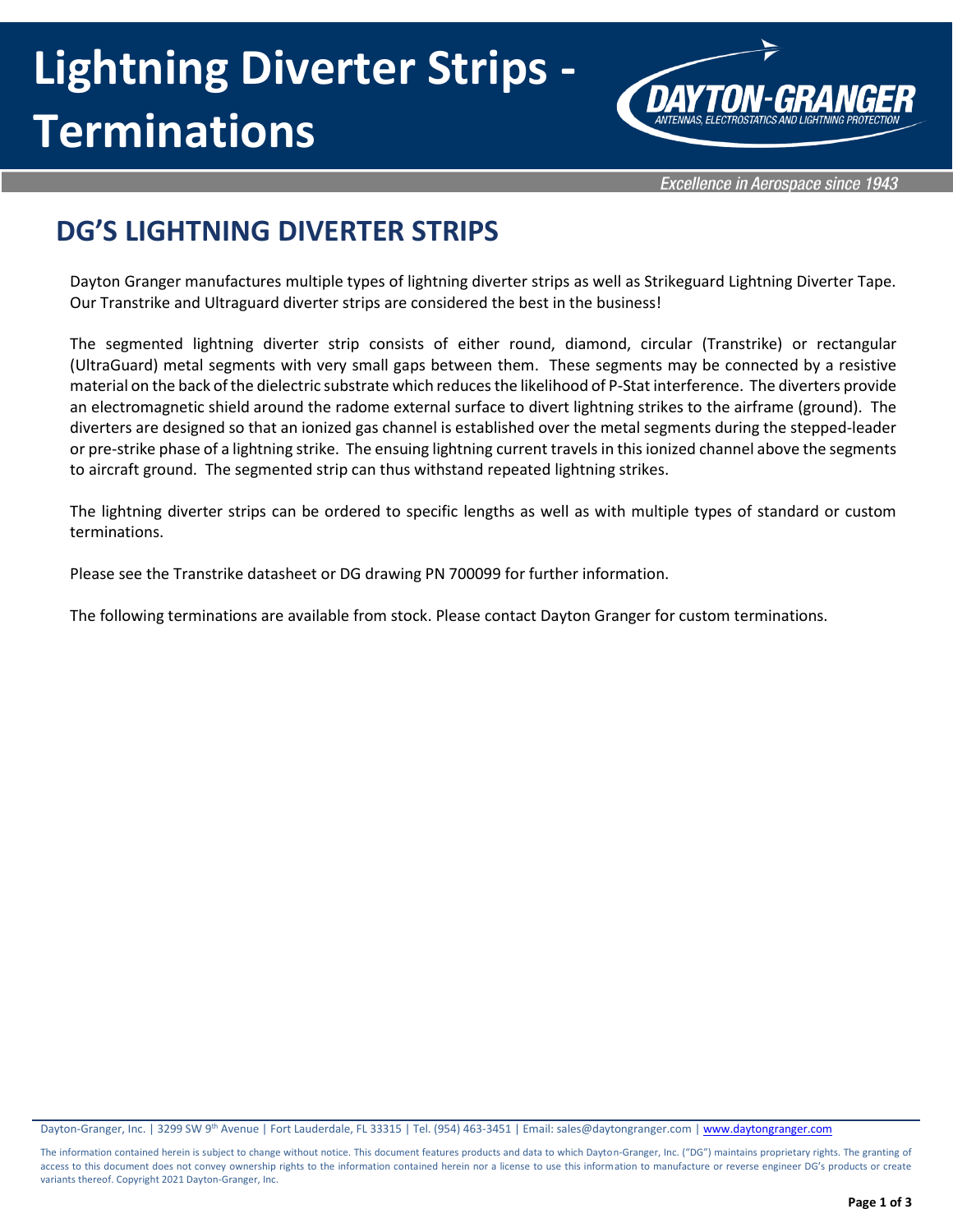# Lightning Diverter Strips - Terminations

*Excellence in Aerospace since 1943*

## DG'S LIGHTNING DIVERTER STRIPS

Dayton Granger manufactures multiple types of lightning diverter strips as well as Strikeguard Lightning Diverter Tape. Our Transtrike and Ultraguard diverter strips are considered the best in the business!

The segmented lightning diverter strip consists of either round, diamond, circular (Transtrike) or rectangular (UltraGuard) metal segments with very small gaps between them. These segments may be connected by a resistive material on the back of the dielectric substrate which reduces the likelihood of P-Stat interference. The diverters provide an electromagnetic shield around the radome external surface to divert lightning strikes to the airframe (ground). The diverters are designed so that an ionized gas channel is established over the metal segments during the stepped-leader or pre-strike phase of a lightning strike. The ensuing lightning current travels in this ionized channel above the segments to aircraft ground. The segmented strip can thus withstand repeated lightning strikes.

The lightning diverter strips can be ordered to specific lengths as well as with multiple types of standard or custom terminations.

Please see the Transtrike datasheet or DG drawing PN 700099 for further information.

The following terminations are available from stock. Please contact Dayton Granger for custom terminations.

Dayton-Granger, Inc. | 3299 SW 9th Avenue | Fort Lauderdale, FL 33315 | Tel. (954) 463-3451 | Email: sales@daytongranger.com | www.daytongranger.com

The information contained herein is subject to change without notice. This document features products and data to which Dayton-Granger, Inc. ("DG") maintains proprietary rights. The granting of access to this document does not convey ownership rights to the information contained herein nor a license to use this information to manufacture or reverse engineer DG's products or create variants thereof. Copyright 2021 Dayton-Granger, Inc.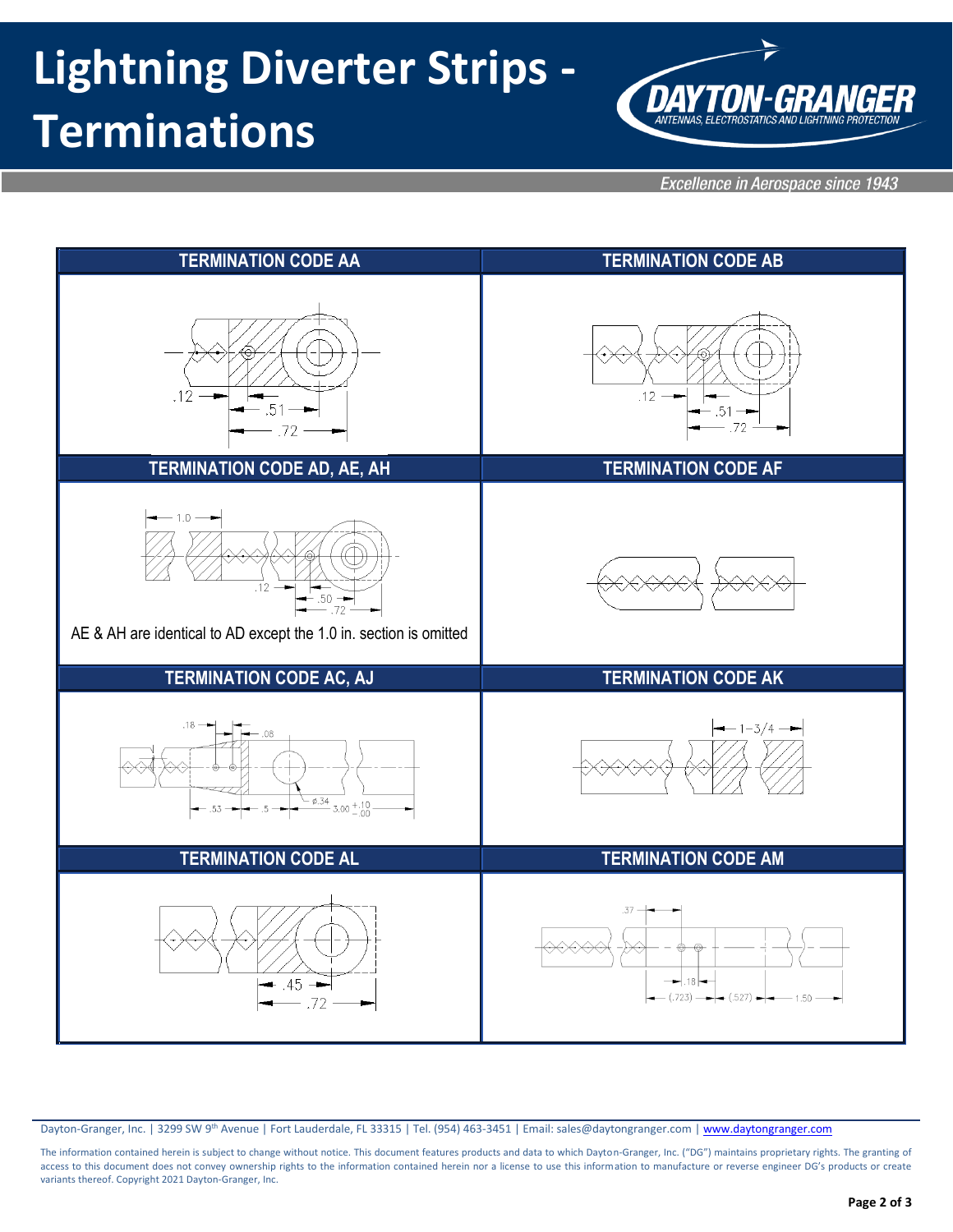# Lightning Diverter Strips - Terminations

*Excellence in Aerospace since 1943*

| TERMINATION CODE AA | TERMINATION CODE AB |
|---|---|
| .12 .51 .72 | .12 .51 .72 |

| TERMINATION CODE AD, AE, AH | TERMINATION CODE AF |
|---|---|
| 1.0 .12 .50 .72<br>AE & AH are identical to AD except the 1.0 in. section is omitted | |

| TERMINATION CODE AC, AJ | TERMINATION CODE AK |
|---|---|
| .18 .08 .53 .5 ø.34 3.00 +.10 −.00 | 1-3/4 |

| TERMINATION CODE AL | TERMINATION CODE AM |
|---|---|
| .45 .72 | .37 .18 (.723) (.527) 1.50 |

Dayton-Granger, Inc. | 3299 SW 9th Avenue | Fort Lauderdale, FL 33315 | Tel. (954) 463-3451 | Email: sales@daytongranger.com | www.daytongranger.com

The information contained herein is subject to change without notice. This document features products and data to which Dayton-Granger, Inc. ("DG") maintains proprietary rights. The granting of access to this document does not convey ownership rights to the information contained herein nor a license to use this information to manufacture or reverse engineer DG's products or create variants thereof. Copyright 2021 Dayton-Granger, Inc.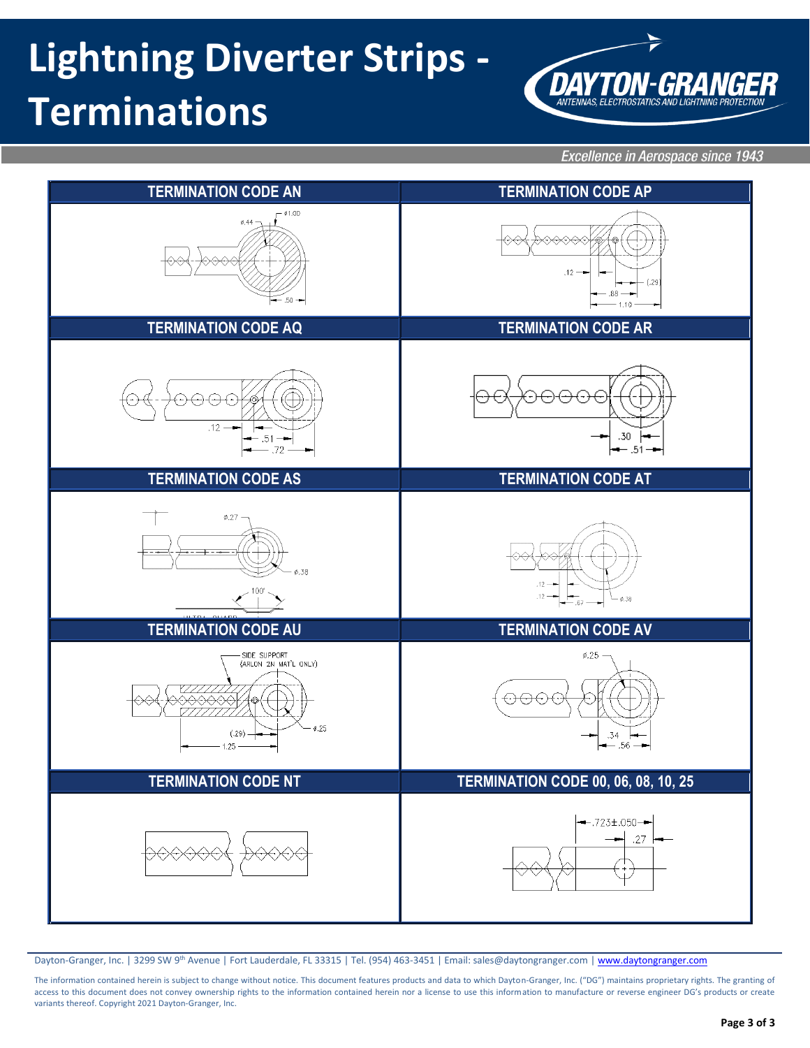# Lightning Diverter Strips - Terminations

*Excellence in Aerospace since 1943*

## TERMINATION CODE AN

ø1.00
ø.44
.50

## TERMINATION CODE AP

.12
(.29)
.88
1.10

## TERMINATION CODE AQ

.12
.51
.72

## TERMINATION CODE AR

.30
.51

## TERMINATION CODE AS

ø.27
ø.38
100°

## TERMINATION CODE AT

.12
.12
.67
ø.38

## TERMINATION CODE AU

SIDE SUPPORT (ARLON 2N MAT'L ONLY)
ø.25
(.29)
1.25

## TERMINATION CODE AV

ø.25
.34
.56

## TERMINATION CODE NT

## TERMINATION CODE 00, 06, 08, 10, 25

.723±.050
.27

Dayton-Granger, Inc. | 3299 SW 9th Avenue | Fort Lauderdale, FL 33315 | Tel. (954) 463-3451 | Email: sales@daytongranger.com | www.daytongranger.com

The information contained herein is subject to change without notice. This document features products and data to which Dayton-Granger, Inc. ("DG") maintains proprietary rights. The granting of access to this document does not convey ownership rights to the information contained herein nor a license to use this information to manufacture or reverse engineer DG's products or create variants thereof. Copyright 2021 Dayton-Granger, Inc.